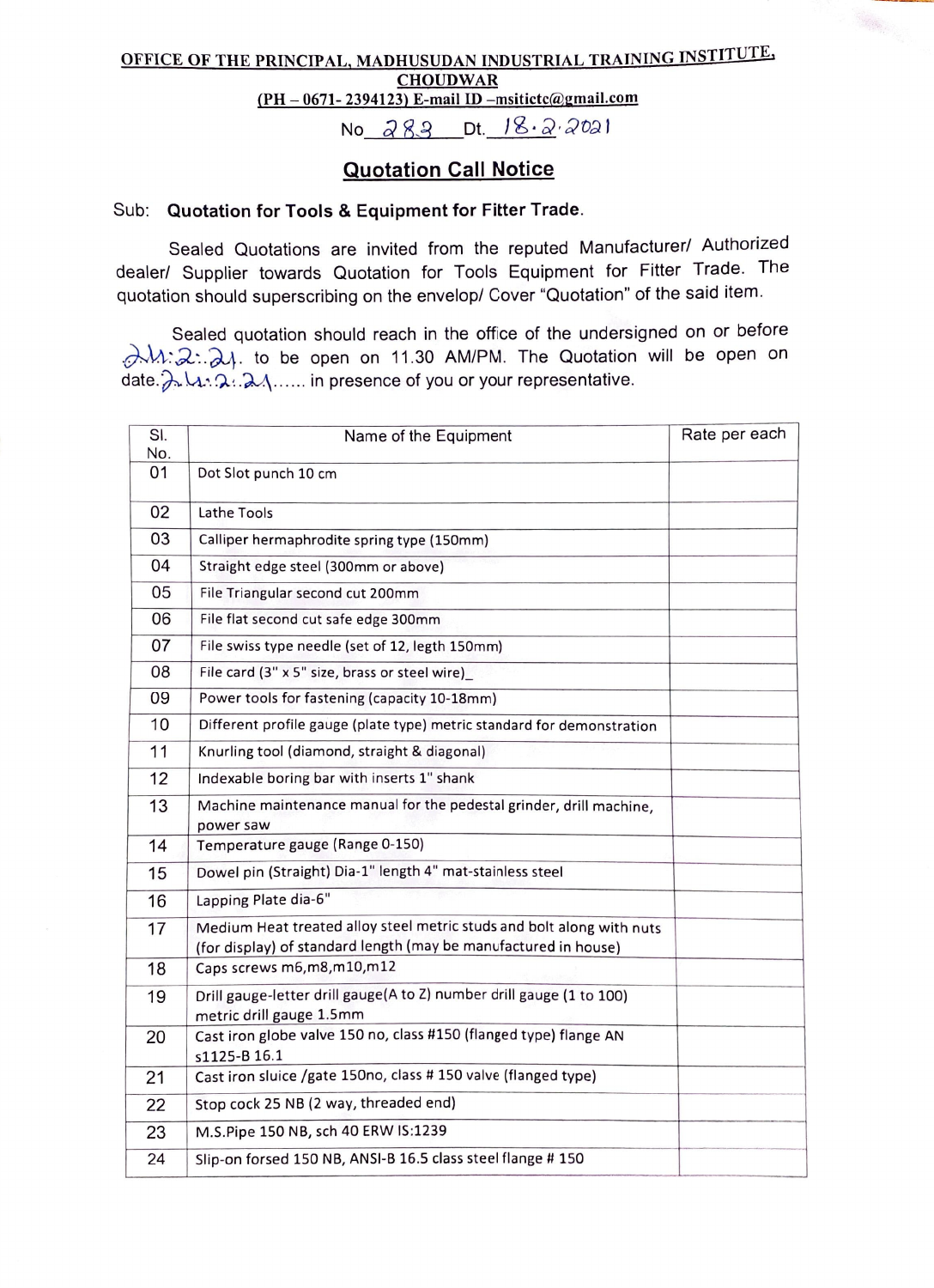**OFFICE OF THE PRINCIPAL, MADHUSUDAN INDUSTRIAL TRAINING INSTITUTE, CHOUDWAR**

**(PH – 0671- 2394123) E-mail ID –msitictc@gmail.com**

No 283 Dt. 18.2.2021

## Quotation Call Notice

Sub: **Quotation for Tools & Equipment for Fitter Trade.**

Sealed Quotations are invited from the reputed Manufacturer/ Authorized dealer/ Supplier towards Quotation for Tools Equipment for Fitter Trade. The quotation should superscribing on the envelop/ Cover "Quotation" of the said item.

Sealed quotation should reach in the office of the undersigned on or before 24.2.21. to be open on 11.30 AM/PM. The Quotation will be open on date. 24.2.21...... in presence of you or your representative.

| Sl. No. | Name of the Equipment | Rate per each |
|---|---|---|
| 01 | Dot Slot punch 10 cm | |
| 02 | Lathe Tools | |
| 03 | Calliper hermaphrodite spring type (150mm) | |
| 04 | Straight edge steel (300mm or above) | |
| 05 | File Triangular second cut 200mm | |
| 06 | File flat second cut safe edge 300mm | |
| 07 | File swiss type needle (set of 12, legth 150mm) | |
| 08 | File card (3" x 5" size, brass or steel wire)_ | |
| 09 | Power tools for fastening (capacity 10-18mm) | |
| 10 | Different profile gauge (plate type) metric standard for demonstration | |
| 11 | Knurling tool (diamond, straight & diagonal) | |
| 12 | Indexable boring bar with inserts 1" shank | |
| 13 | Machine maintenance manual for the pedestal grinder, drill machine, power saw | |
| 14 | Temperature gauge (Range 0-150) | |
| 15 | Dowel pin (Straight) Dia-1" length 4" mat-stainless steel | |
| 16 | Lapping Plate dia-6" | |
| 17 | Medium Heat treated alloy steel metric studs and bolt along with nuts (for display) of standard length (may be manufactured in house) | |
| 18 | Caps screws m6,m8,m10,m12 | |
| 19 | Drill gauge-letter drill gauge(A to Z) number drill gauge (1 to 100) metric drill gauge 1.5mm | |
| 20 | Cast iron globe valve 150 no, class #150 (flanged type) flange AN s1125-B 16.1 | |
| 21 | Cast iron sluice /gate 150no, class # 150 valve (flanged type) | |
| 22 | Stop cock 25 NB (2 way, threaded end) | |
| 23 | M.S.Pipe 150 NB, sch 40 ERW IS:1239 | |
| 24 | Slip-on forsed 150 NB, ANSI-B 16.5 class steel flange # 150 | |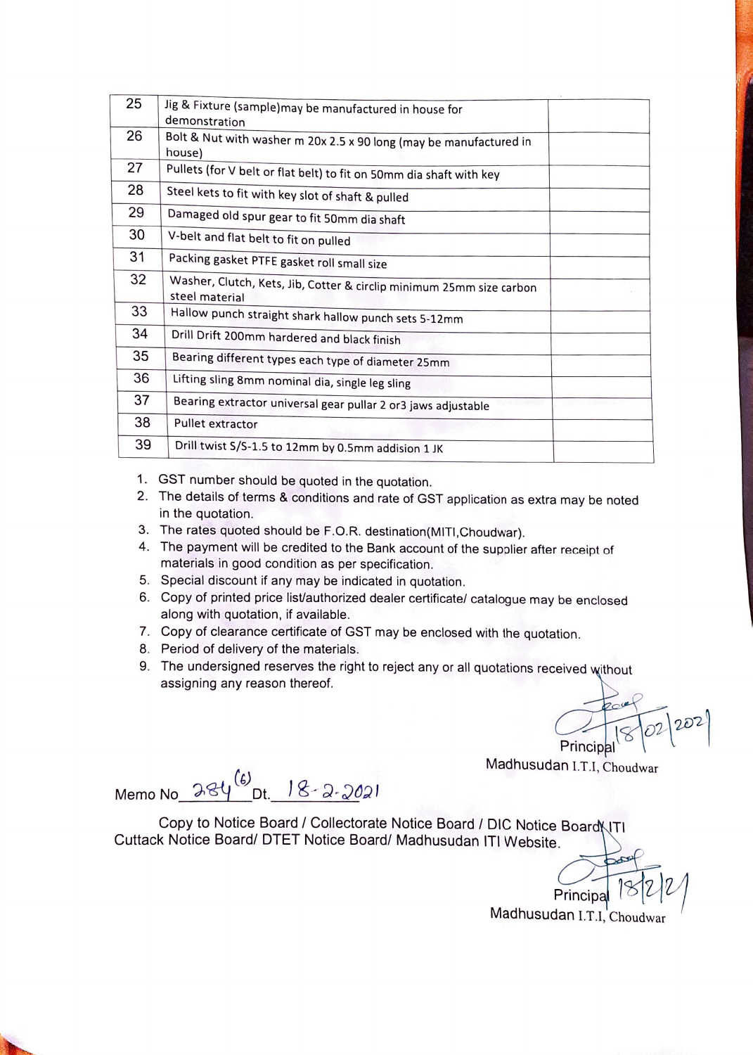| | | |
|---|---|---|
| 25 | Jig & Fixture (sample)may be manufactured in house for demonstration | |
| 26 | Bolt & Nut with washer m 20x 2.5 x 90 long (may be manufactured in house) | |
| 27 | Pullets (for V belt or flat belt) to fit on 50mm dia shaft with key | |
| 28 | Steel kets to fit with key slot of shaft & pulled | |
| 29 | Damaged old spur gear to fit 50mm dia shaft | |
| 30 | V-belt and flat belt to fit on pulled | |
| 31 | Packing gasket PTFE gasket roll small size | |
| 32 | Washer, Clutch, Kets, Jib, Cotter & circlip minimum 25mm size carbon steel material | |
| 33 | Hallow punch straight shark hallow punch sets 5-12mm | |
| 34 | Drill Drift 200mm hardered and black finish | |
| 35 | Bearing different types each type of diameter 25mm | |
| 36 | Lifting sling 8mm nominal dia, single leg sling | |
| 37 | Bearing extractor universal gear pullar 2 or3 jaws adjustable | |
| 38 | Pullet extractor | |
| 39 | Drill twist S/S-1.5 to 12mm by 0.5mm addision 1 JK | |

1. GST number should be quoted in the quotation.
2. The details of terms & conditions and rate of GST application as extra may be noted in the quotation.
3. The rates quoted should be F.O.R. destination(MITI,Choudwar).
4. The payment will be credited to the Bank account of the supplier after receipt of materials in good condition as per specification.
5. Special discount if any may be indicated in quotation.
6. Copy of printed price list/authorized dealer certificate/ catalogue may be enclosed along with quotation, if available.
7. Copy of clearance certificate of GST may be enclosed with the quotation.
8. Period of delivery of the materials.
9. The undersigned reserves the right to reject any or all quotations received without assigning any reason thereof.

18/02/2021
Principal
Madhusudan I.T.I, Choudwar

Memo No 284(6) Dt. 18-2-2021

Copy to Notice Board / Collectorate Notice Board / DIC Notice Board/ ITI Cuttack Notice Board/ DTET Notice Board/ Madhusudan ITI Website.

18/2/21
Principal
Madhusudan I.T.I, Choudwar